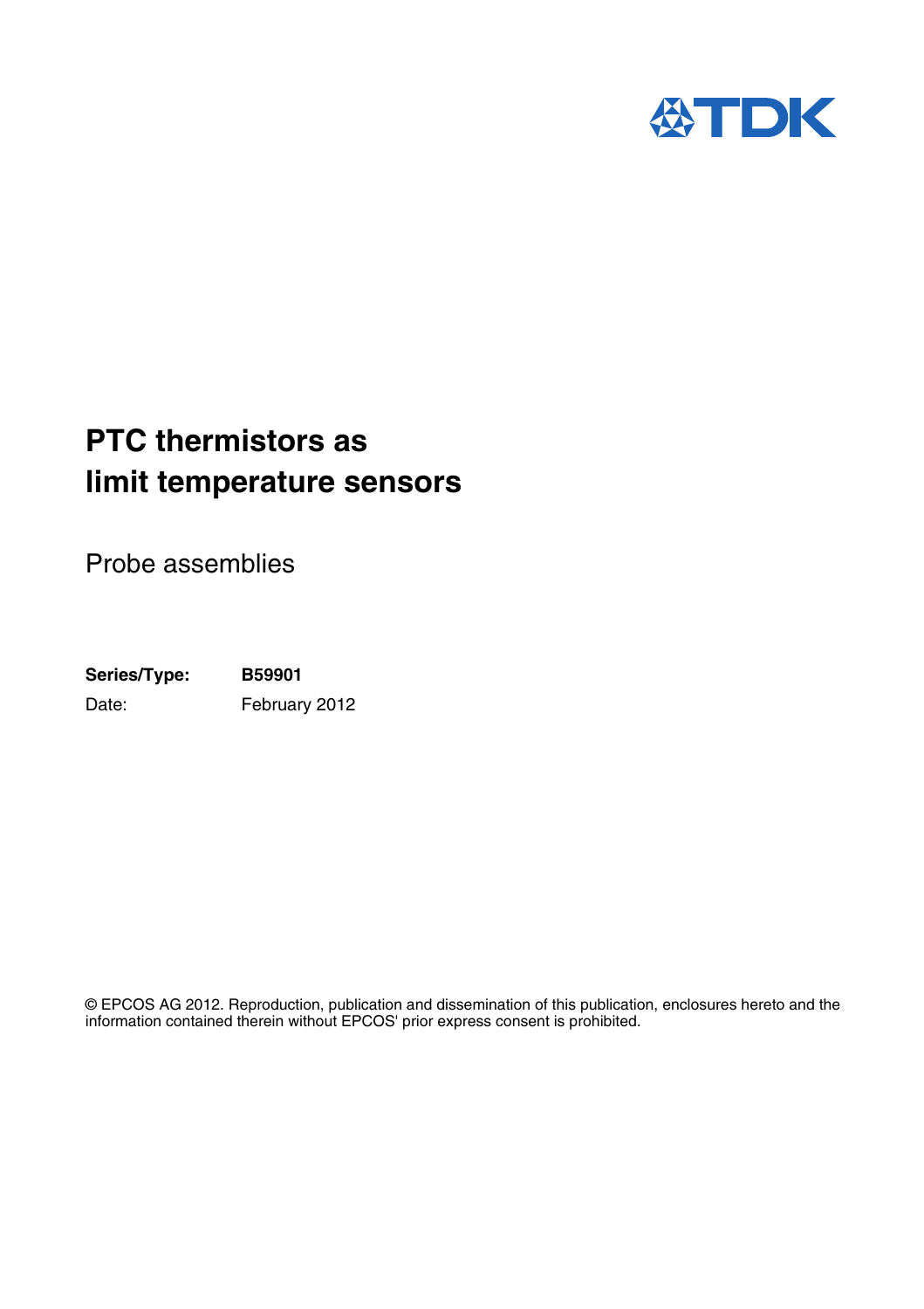# PTC thermistors as limit temperature sensors

Probe assemblies

**Series/Type:** **B59901**

Date: February 2012

© EPCOS AG 2012. Reproduction, publication and dissemination of this publication, enclosures hereto and the information contained therein without EPCOS' prior express consent is prohibited.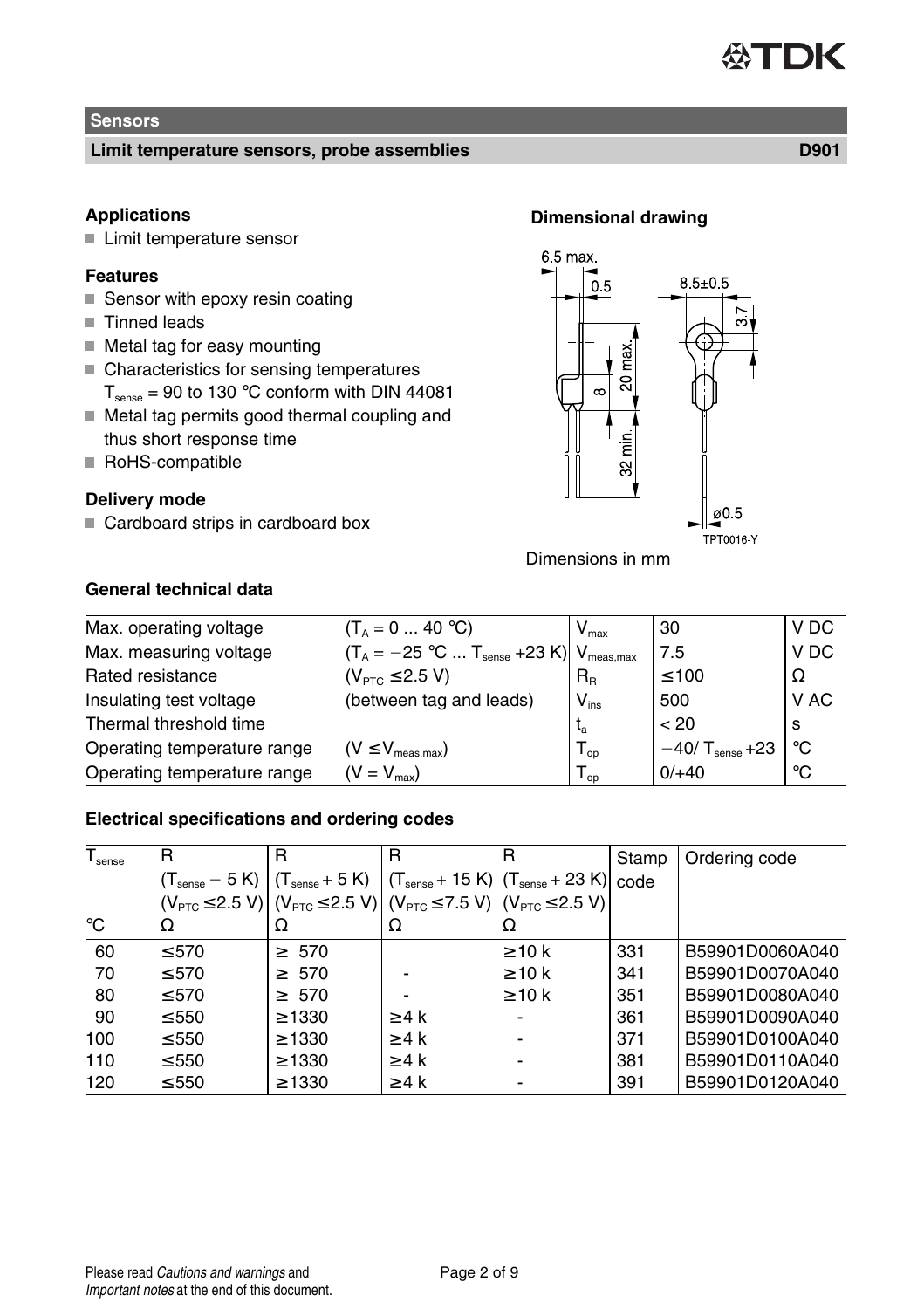**Sensors**

**Limit temperature sensors, probe assemblies** **D901**

### Applications

- Limit temperature sensor

### Features

- Sensor with epoxy resin coating
- Tinned leads
- Metal tag for easy mounting
- Characteristics for sensing temperatures $T_{sense}$ = 90 to 130 °C conform with DIN 44081
- Metal tag permits good thermal coupling and thus short response time
- RoHS-compatible

### Delivery mode

- Cardboard strips in cardboard box

### Dimensional drawing

6.5 max.
0.5
8.5±0.5
3.7
20 max.
8
32 min.
ø0.5
TPT0016-Y

Dimensions in mm

### General technical data

| | | | | |
|---|---|---|---|---|
| Max. operating voltage | ($T_A$ = 0 ... 40 °C) | $V_{max}$ | 30 | V DC |
| Max. measuring voltage | ($T_A$ = −25 °C ... $T_{sense}$ +23 K) | $V_{meas,max}$ | 7.5 | V DC |
| Rated resistance | ($V_{PTC}$ ≤2.5 V) | $R_R$ | ≤100 | Ω |
| Insulating test voltage | (between tag and leads) | $V_{ins}$ | 500 | V AC |
| Thermal threshold time | | $t_a$ | < 20 | s |
| Operating temperature range | (V ≤$V_{meas,max}$) | $T_{op}$ | −40/ $T_{sense}$ +23 | °C |
| Operating temperature range | (V = $V_{max}$) | $T_{op}$ | 0/+40 | °C |

### Electrical specifications and ordering codes

| $T_{sense}$ °C | R ($T_{sense}$ − 5 K) ($V_{PTC}$ ≤2.5 V) Ω | R ($T_{sense}$ + 5 K) ($V_{PTC}$ ≤2.5 V) Ω | R ($T_{sense}$ + 15 K) ($V_{PTC}$ ≤7.5 V) Ω | R ($T_{sense}$ + 23 K) ($V_{PTC}$ ≤2.5 V) Ω | Stamp code | Ordering code |
|---|---|---|---|---|---|---|
| 60 | ≤570 | ≥ 570 | | ≥10 k | 331 | B59901D0060A040 |
| 70 | ≤570 | ≥ 570 | - | ≥10 k | 341 | B59901D0070A040 |
| 80 | ≤570 | ≥ 570 | - | ≥10 k | 351 | B59901D0080A040 |
| 90 | ≤550 | ≥1330 | ≥4 k | - | 361 | B59901D0090A040 |
| 100 | ≤550 | ≥1330 | ≥4 k | - | 371 | B59901D0100A040 |
| 110 | ≤550 | ≥1330 | ≥4 k | - | 381 | B59901D0110A040 |
| 120 | ≤550 | ≥1330 | ≥4 k | - | 391 | B59901D0120A040 |

Please read *Cautions and warnings* and *Important notes* at the end of this document.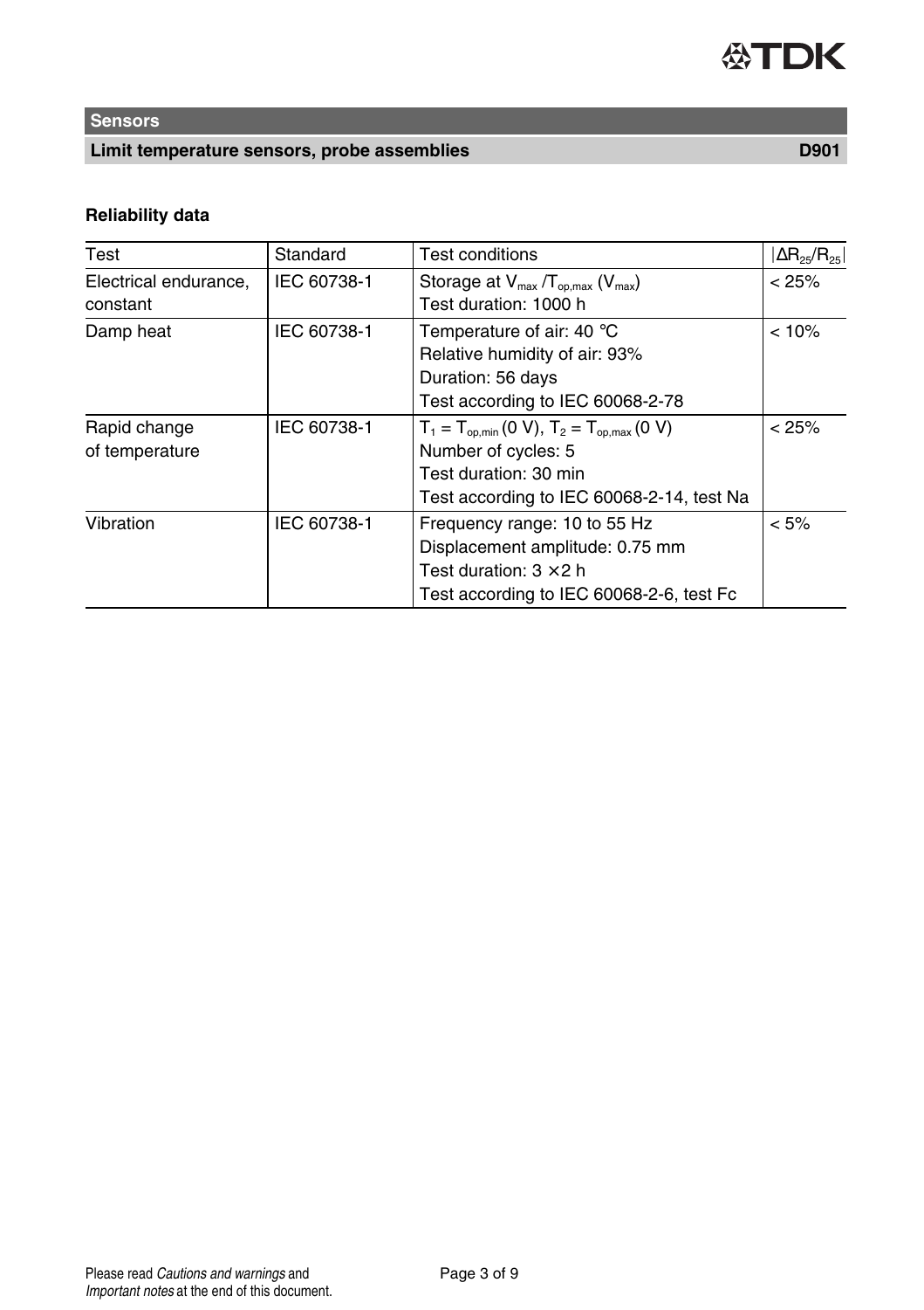## Sensors

### Limit temperature sensors, probe assemblies — D901

**Reliability data**

| Test | Standard | Test conditions | $\lvert \Delta R_{25}/R_{25} \rvert$ |
|---|---|---|---|
| Electrical endurance, constant | IEC 60738-1 | Storage at $V_{max}$ /$T_{op,max}$ ($V_{max}$)<br>Test duration: 1000 h | < 25% |
| Damp heat | IEC 60738-1 | Temperature of air: 40 °C<br>Relative humidity of air: 93%<br>Duration: 56 days<br>Test according to IEC 60068-2-78 | < 10% |
| Rapid change of temperature | IEC 60738-1 | $T_1 = T_{op,min}$ (0 V), $T_2 = T_{op,max}$ (0 V)<br>Number of cycles: 5<br>Test duration: 30 min<br>Test according to IEC 60068-2-14, test Na | < 25% |
| Vibration | IEC 60738-1 | Frequency range: 10 to 55 Hz<br>Displacement amplitude: 0.75 mm<br>Test duration: 3 × 2 h<br>Test according to IEC 60068-2-6, test Fc | < 5% |

Please read *Cautions and warnings* and *Important notes* at the end of this document.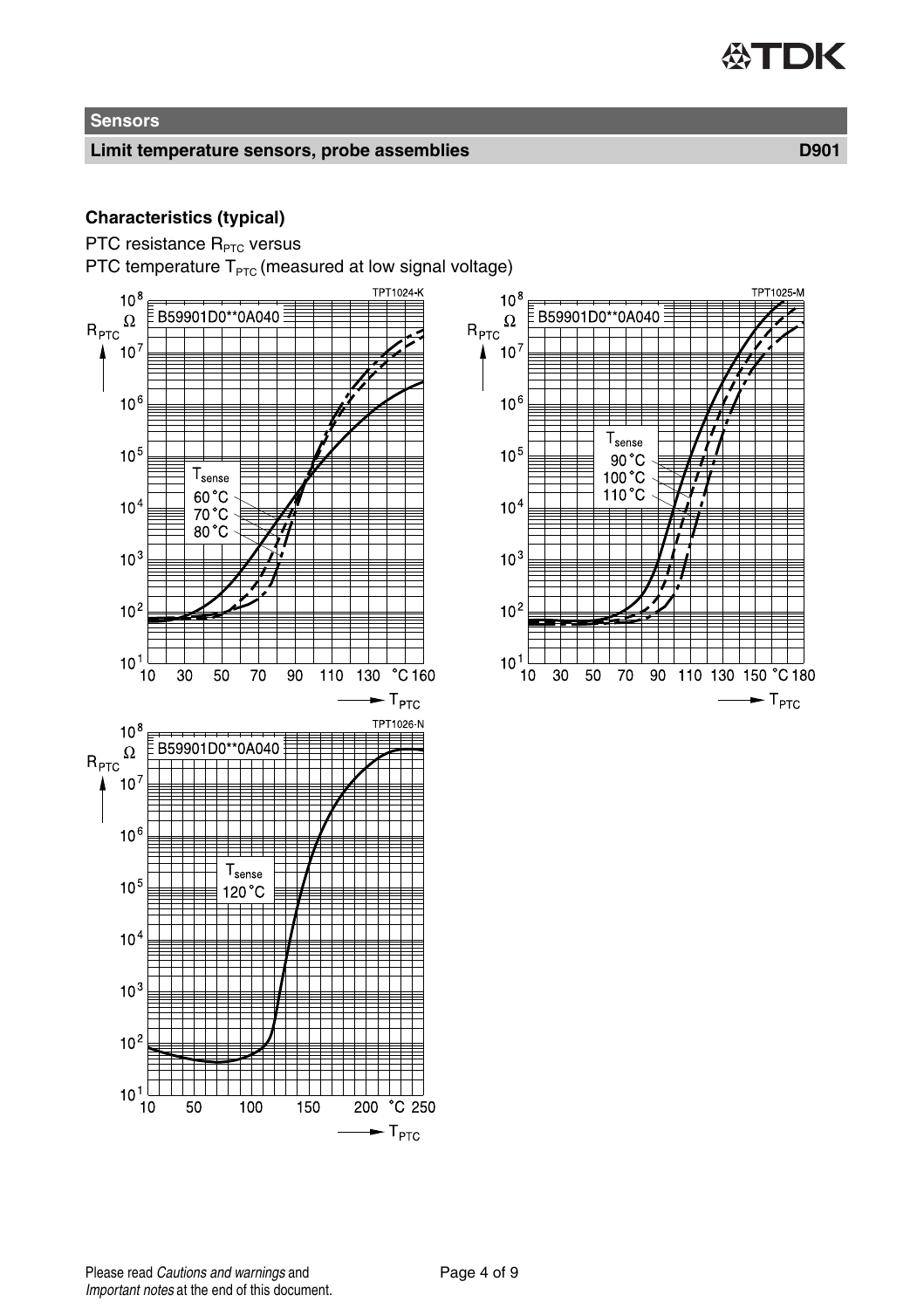## Characteristics (typical)

PTC resistance $R_{PTC}$ versus
PTC temperature $T_{PTC}$ (measured at low signal voltage)

TPT1024-K

B59901D0**0A040

$T_{sense}$ 60 °C, 70 °C, 80 °C

TPT1025-M

B59901D0**0A040

$T_{sense}$ 90 °C, 100 °C, 110 °C

TPT1026-N

B59901D0**0A040

$T_{sense}$ 120 °C

Please read *Cautions and warnings* and *Important notes* at the end of this document.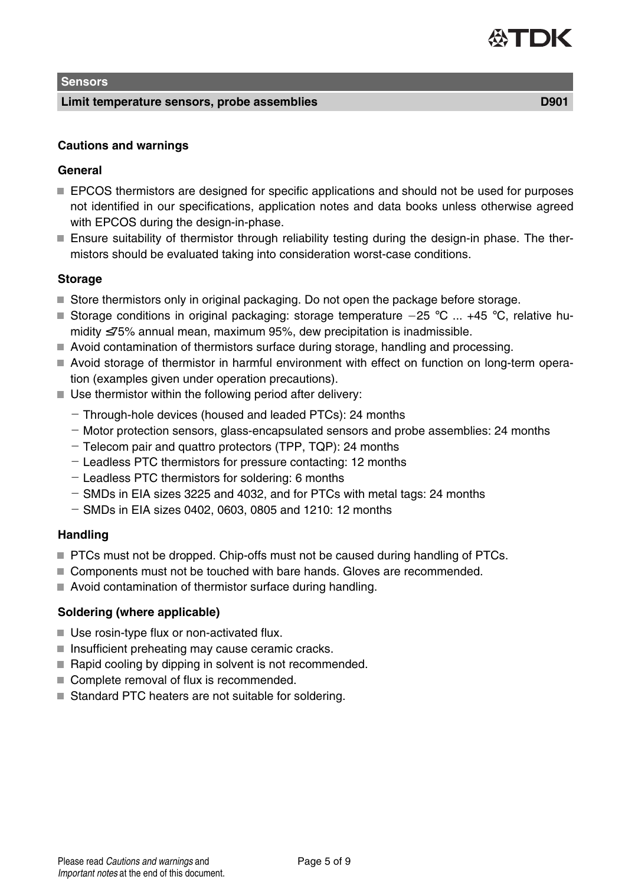## Cautions and warnings

### General

- EPCOS thermistors are designed for specific applications and should not be used for purposes not identified in our specifications, application notes and data books unless otherwise agreed with EPCOS during the design-in-phase.
- Ensure suitability of thermistor through reliability testing during the design-in phase. The thermistors should be evaluated taking into consideration worst-case conditions.

### Storage

- Store thermistors only in original packaging. Do not open the package before storage.
- Storage conditions in original packaging: storage temperature −25 °C ... +45 °C, relative humidity ≤75% annual mean, maximum 95%, dew precipitation is inadmissible.
- Avoid contamination of thermistors surface during storage, handling and processing.
- Avoid storage of thermistor in harmful environment with effect on function on long-term operation (examples given under operation precautions).
- Use thermistor within the following period after delivery:
  - Through-hole devices (housed and leaded PTCs): 24 months
  - Motor protection sensors, glass-encapsulated sensors and probe assemblies: 24 months
  - Telecom pair and quattro protectors (TPP, TQP): 24 months
  - Leadless PTC thermistors for pressure contacting: 12 months
  - Leadless PTC thermistors for soldering: 6 months
  - SMDs in EIA sizes 3225 and 4032, and for PTCs with metal tags: 24 months
  - SMDs in EIA sizes 0402, 0603, 0805 and 1210: 12 months

### Handling

- PTCs must not be dropped. Chip-offs must not be caused during handling of PTCs.
- Components must not be touched with bare hands. Gloves are recommended.
- Avoid contamination of thermistor surface during handling.

### Soldering (where applicable)

- Use rosin-type flux or non-activated flux.
- Insufficient preheating may cause ceramic cracks.
- Rapid cooling by dipping in solvent is not recommended.
- Complete removal of flux is recommended.
- Standard PTC heaters are not suitable for soldering.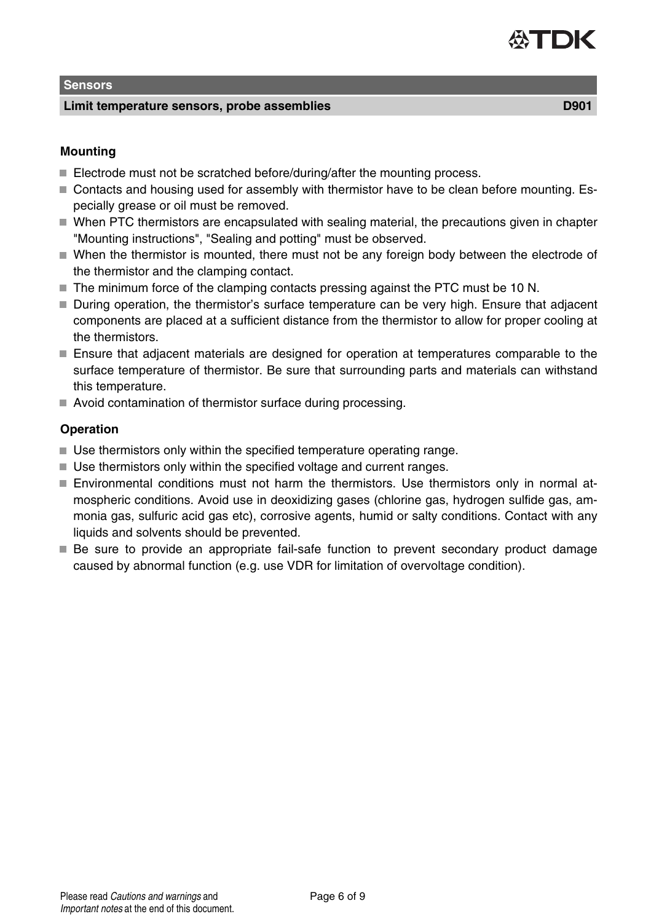### Mounting

- Electrode must not be scratched before/during/after the mounting process.
- Contacts and housing used for assembly with thermistor have to be clean before mounting. Especially grease or oil must be removed.
- When PTC thermistors are encapsulated with sealing material, the precautions given in chapter "Mounting instructions", "Sealing and potting" must be observed.
- When the thermistor is mounted, there must not be any foreign body between the electrode of the thermistor and the clamping contact.
- The minimum force of the clamping contacts pressing against the PTC must be 10 N.
- During operation, the thermistor's surface temperature can be very high. Ensure that adjacent components are placed at a sufficient distance from the thermistor to allow for proper cooling at the thermistors.
- Ensure that adjacent materials are designed for operation at temperatures comparable to the surface temperature of thermistor. Be sure that surrounding parts and materials can withstand this temperature.
- Avoid contamination of thermistor surface during processing.

### Operation

- Use thermistors only within the specified temperature operating range.
- Use thermistors only within the specified voltage and current ranges.
- Environmental conditions must not harm the thermistors. Use thermistors only in normal atmospheric conditions. Avoid use in deoxidizing gases (chlorine gas, hydrogen sulfide gas, ammonia gas, sulfuric acid gas etc), corrosive agents, humid or salty conditions. Contact with any liquids and solvents should be prevented.
- Be sure to provide an appropriate fail-safe function to prevent secondary product damage caused by abnormal function (e.g. use VDR for limitation of overvoltage condition).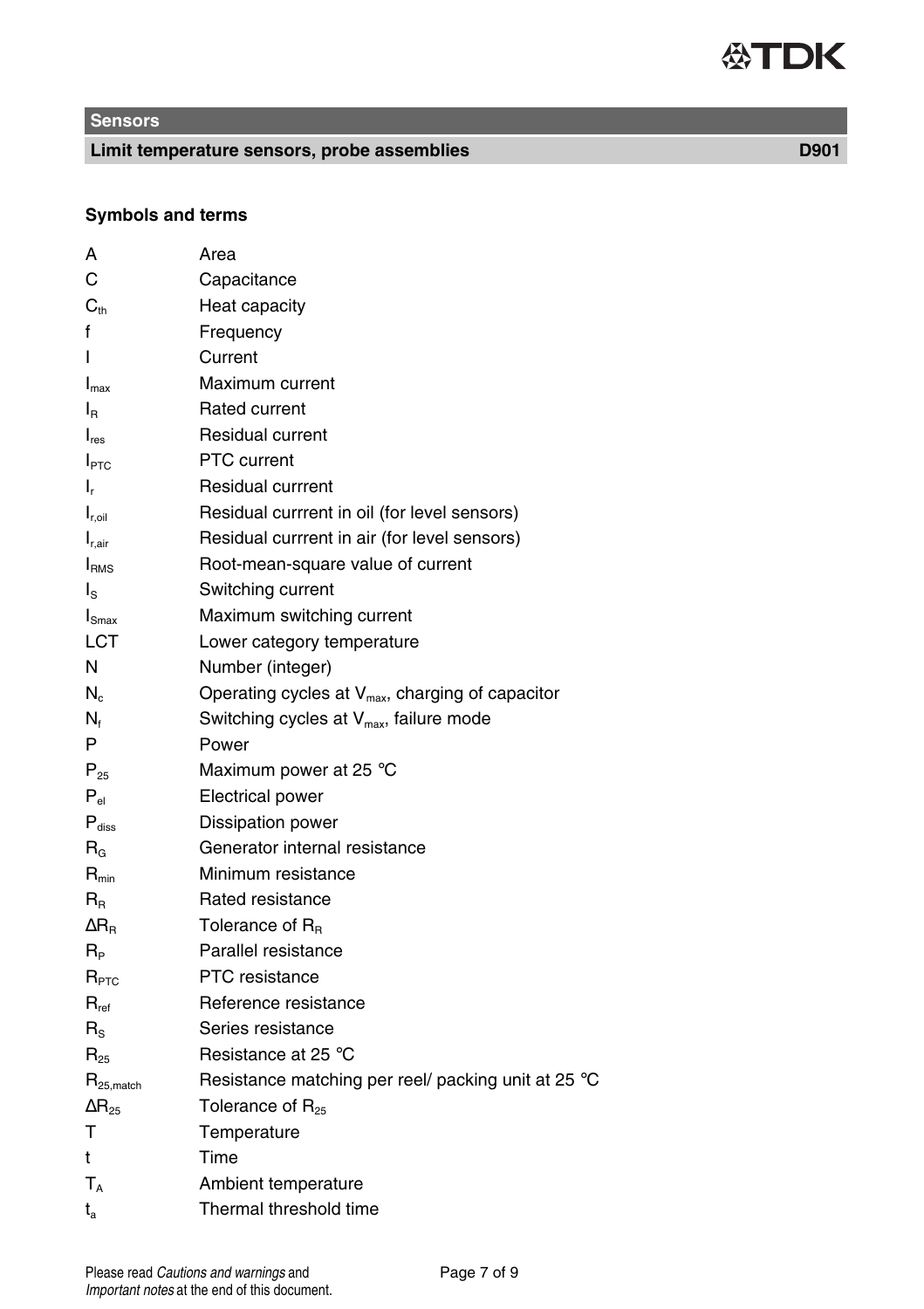## Symbols and terms

| | |
|---|---|
| $A$ | Area |
| $C$ | Capacitance |
| $C_{th}$ | Heat capacity |
| $f$ | Frequency |
| $I$ | Current |
| $I_{max}$ | Maximum current |
| $I_R$ | Rated current |
| $I_{res}$ | Residual current |
| $I_{PTC}$ | PTC current |
| $I_r$ | Residual currrent |
| $I_{r,oil}$ | Residual currrent in oil (for level sensors) |
| $I_{r,air}$ | Residual currrent in air (for level sensors) |
| $I_{RMS}$ | Root-mean-square value of current |
| $I_S$ | Switching current |
| $I_{Smax}$ | Maximum switching current |
| LCT | Lower category temperature |
| $N$ | Number (integer) |
| $N_c$ | Operating cycles at $V_{max}$, charging of capacitor |
| $N_f$ | Switching cycles at $V_{max}$, failure mode |
| $P$ | Power |
| $P_{25}$ | Maximum power at 25 °C |
| $P_{el}$ | Electrical power |
| $P_{diss}$ | Dissipation power |
| $R_G$ | Generator internal resistance |
| $R_{min}$ | Minimum resistance |
| $R_R$ | Rated resistance |
| $\Delta R_R$ | Tolerance of $R_R$ |
| $R_P$ | Parallel resistance |
| $R_{PTC}$ | PTC resistance |
| $R_{ref}$ | Reference resistance |
| $R_S$ | Series resistance |
| $R_{25}$ | Resistance at 25 °C |
| $R_{25,match}$ | Resistance matching per reel/ packing unit at 25 °C |
| $\Delta R_{25}$ | Tolerance of $R_{25}$ |
| $T$ | Temperature |
| $t$ | Time |
| $T_A$ | Ambient temperature |
| $t_a$ | Thermal threshold time |

Please read *Cautions and warnings* and *Important notes* at the end of this document.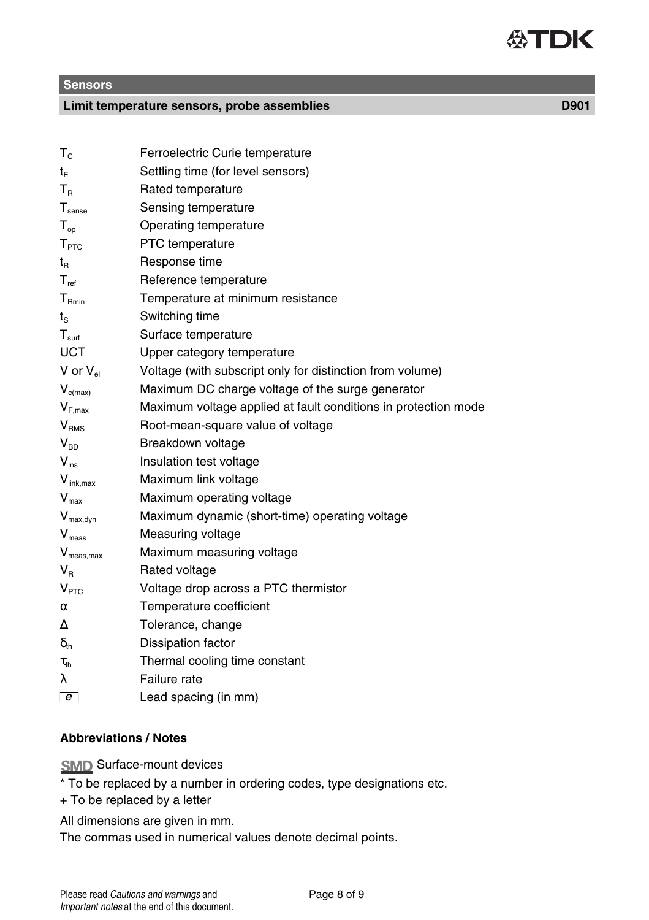| | |
|---|---|
| $T_C$ | Ferroelectric Curie temperature |
| $t_E$ | Settling time (for level sensors) |
| $T_R$ | Rated temperature |
| $T_{sense}$ | Sensing temperature |
| $T_{op}$ | Operating temperature |
| $T_{PTC}$ | PTC temperature |
| $t_R$ | Response time |
| $T_{ref}$ | Reference temperature |
| $T_{Rmin}$ | Temperature at minimum resistance |
| $t_S$ | Switching time |
| $T_{surf}$ | Surface temperature |
| UCT | Upper category temperature |
| V or $V_{el}$ | Voltage (with subscript only for distinction from volume) |
| $V_{c(max)}$ | Maximum DC charge voltage of the surge generator |
| $V_{F,max}$ | Maximum voltage applied at fault conditions in protection mode |
| $V_{RMS}$ | Root-mean-square value of voltage |
| $V_{BD}$ | Breakdown voltage |
| $V_{ins}$ | Insulation test voltage |
| $V_{link,max}$ | Maximum link voltage |
| $V_{max}$ | Maximum operating voltage |
| $V_{max,dyn}$ | Maximum dynamic (short-time) operating voltage |
| $V_{meas}$ | Measuring voltage |
| $V_{meas,max}$ | Maximum measuring voltage |
| $V_R$ | Rated voltage |
| $V_{PTC}$ | Voltage drop across a PTC thermistor |
| $\alpha$ | Temperature coefficient |
| $\Delta$ | Tolerance, change |
| $\delta_{th}$ | Dissipation factor |
| $\tau_{th}$ | Thermal cooling time constant |
| $\lambda$ | Failure rate |
| $e$ | Lead spacing (in mm) |

**Abbreviations / Notes**

SMD Surface-mount devices

* To be replaced by a number in ordering codes, type designations etc.

+ To be replaced by a letter

All dimensions are given in mm.
The commas used in numerical values denote decimal points.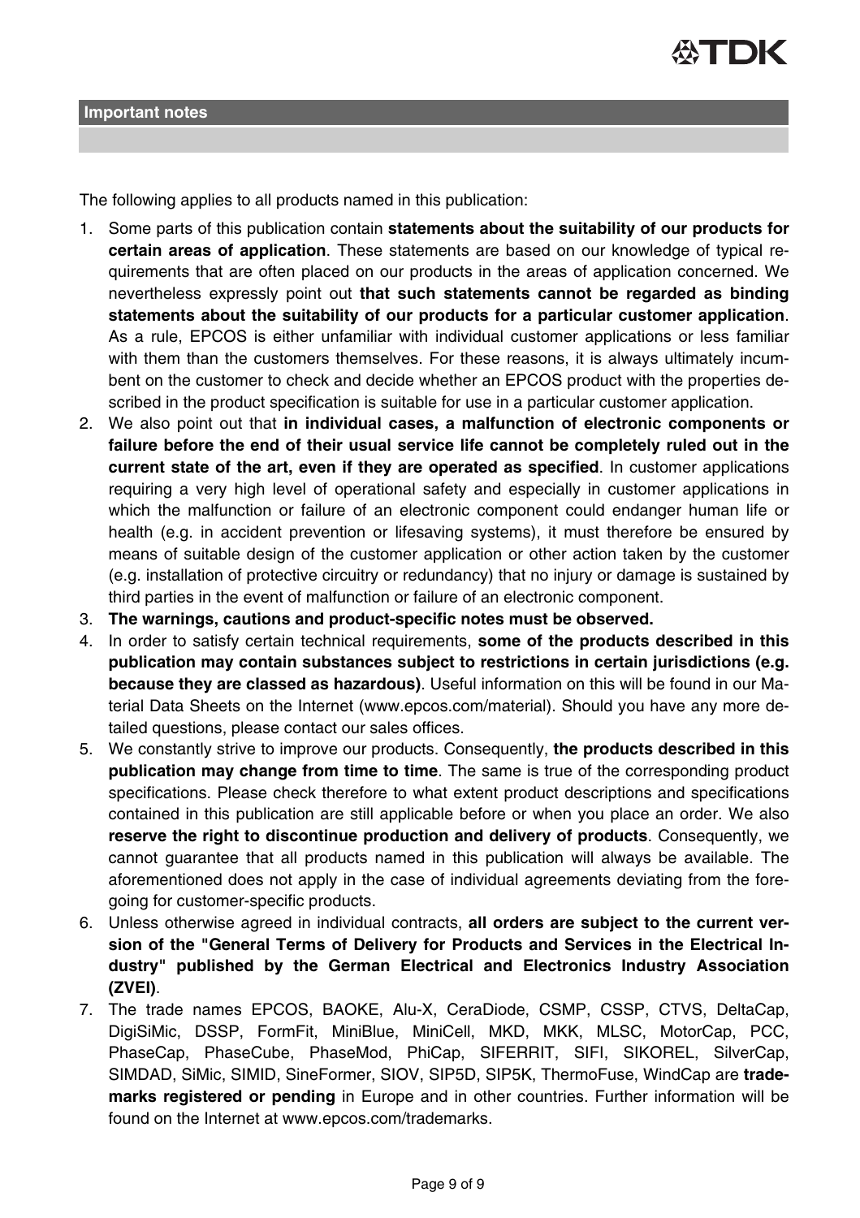## Important notes

The following applies to all products named in this publication:

1. Some parts of this publication contain **statements about the suitability of our products for certain areas of application**. These statements are based on our knowledge of typical requirements that are often placed on our products in the areas of application concerned. We nevertheless expressly point out **that such statements cannot be regarded as binding statements about the suitability of our products for a particular customer application**. As a rule, EPCOS is either unfamiliar with individual customer applications or less familiar with them than the customers themselves. For these reasons, it is always ultimately incumbent on the customer to check and decide whether an EPCOS product with the properties described in the product specification is suitable for use in a particular customer application.
2. We also point out that **in individual cases, a malfunction of electronic components or failure before the end of their usual service life cannot be completely ruled out in the current state of the art, even if they are operated as specified**. In customer applications requiring a very high level of operational safety and especially in customer applications in which the malfunction or failure of an electronic component could endanger human life or health (e.g. in accident prevention or lifesaving systems), it must therefore be ensured by means of suitable design of the customer application or other action taken by the customer (e.g. installation of protective circuitry or redundancy) that no injury or damage is sustained by third parties in the event of malfunction or failure of an electronic component.
3. **The warnings, cautions and product-specific notes must be observed.**
4. In order to satisfy certain technical requirements, **some of the products described in this publication may contain substances subject to restrictions in certain jurisdictions (e.g. because they are classed as hazardous)**. Useful information on this will be found in our Material Data Sheets on the Internet (www.epcos.com/material). Should you have any more detailed questions, please contact our sales offices.
5. We constantly strive to improve our products. Consequently, **the products described in this publication may change from time to time**. The same is true of the corresponding product specifications. Please check therefore to what extent product descriptions and specifications contained in this publication are still applicable before or when you place an order. We also **reserve the right to discontinue production and delivery of products**. Consequently, we cannot guarantee that all products named in this publication will always be available. The aforementioned does not apply in the case of individual agreements deviating from the foregoing for customer-specific products.
6. Unless otherwise agreed in individual contracts, **all orders are subject to the current version of the "General Terms of Delivery for Products and Services in the Electrical Industry" published by the German Electrical and Electronics Industry Association (ZVEI)**.
7. The trade names EPCOS, BAOKE, Alu-X, CeraDiode, CSMP, CSSP, CTVS, DeltaCap, DigiSiMic, DSSP, FormFit, MiniBlue, MiniCell, MKD, MKK, MLSC, MotorCap, PCC, PhaseCap, PhaseCube, PhaseMod, PhiCap, SIFERRIT, SIFI, SIKOREL, SilverCap, SIMDAD, SiMic, SIMID, SineFormer, SIOV, SIP5D, SIP5K, ThermoFuse, WindCap are **trademarks registered or pending** in Europe and in other countries. Further information will be found on the Internet at www.epcos.com/trademarks.